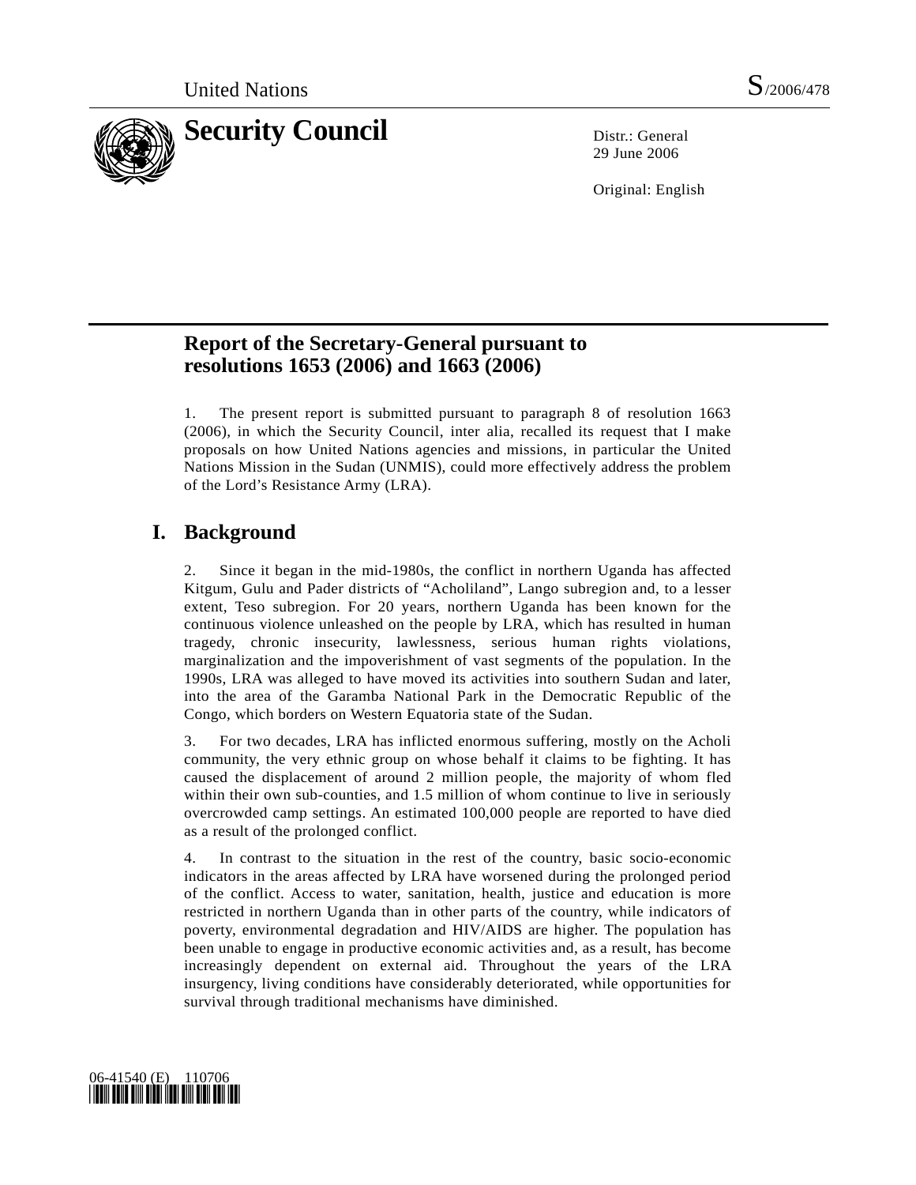United Nations S/2006/478

# Security Council

Distr.: General
29 June 2006

Original: English

## Report of the Secretary-General pursuant to resolutions 1653 (2006) and 1663 (2006)

1. The present report is submitted pursuant to paragraph 8 of resolution 1663 (2006), in which the Security Council, inter alia, recalled its request that I make proposals on how United Nations agencies and missions, in particular the United Nations Mission in the Sudan (UNMIS), could more effectively address the problem of the Lord's Resistance Army (LRA).

## I. Background

2. Since it began in the mid-1980s, the conflict in northern Uganda has affected Kitgum, Gulu and Pader districts of "Acholiland", Lango subregion and, to a lesser extent, Teso subregion. For 20 years, northern Uganda has been known for the continuous violence unleashed on the people by LRA, which has resulted in human tragedy, chronic insecurity, lawlessness, serious human rights violations, marginalization and the impoverishment of vast segments of the population. In the 1990s, LRA was alleged to have moved its activities into southern Sudan and later, into the area of the Garamba National Park in the Democratic Republic of the Congo, which borders on Western Equatoria state of the Sudan.

3. For two decades, LRA has inflicted enormous suffering, mostly on the Acholi community, the very ethnic group on whose behalf it claims to be fighting. It has caused the displacement of around 2 million people, the majority of whom fled within their own sub-counties, and 1.5 million of whom continue to live in seriously overcrowded camp settings. An estimated 100,000 people are reported to have died as a result of the prolonged conflict.

4. In contrast to the situation in the rest of the country, basic socio-economic indicators in the areas affected by LRA have worsened during the prolonged period of the conflict. Access to water, sanitation, health, justice and education is more restricted in northern Uganda than in other parts of the country, while indicators of poverty, environmental degradation and HIV/AIDS are higher. The population has been unable to engage in productive economic activities and, as a result, has become increasingly dependent on external aid. Throughout the years of the LRA insurgency, living conditions have considerably deteriorated, while opportunities for survival through traditional mechanisms have diminished.

06-41540 (E) 110706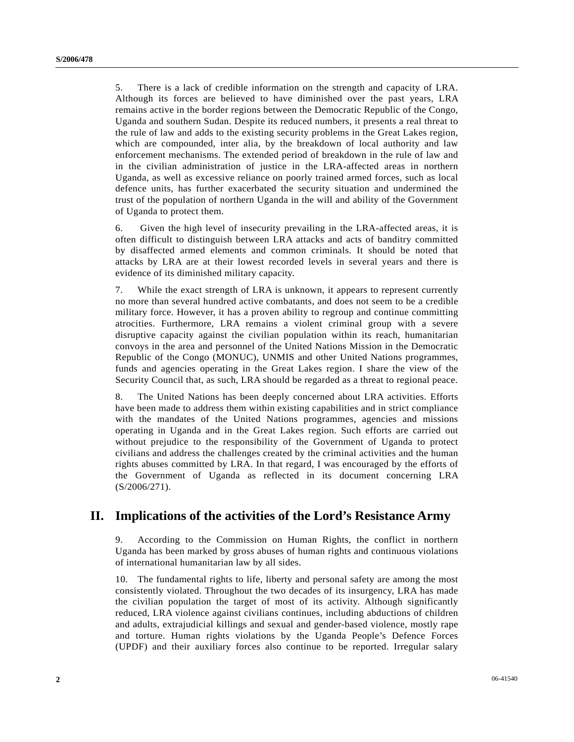5. There is a lack of credible information on the strength and capacity of LRA. Although its forces are believed to have diminished over the past years, LRA remains active in the border regions between the Democratic Republic of the Congo, Uganda and southern Sudan. Despite its reduced numbers, it presents a real threat to the rule of law and adds to the existing security problems in the Great Lakes region, which are compounded, inter alia, by the breakdown of local authority and law enforcement mechanisms. The extended period of breakdown in the rule of law and in the civilian administration of justice in the LRA-affected areas in northern Uganda, as well as excessive reliance on poorly trained armed forces, such as local defence units, has further exacerbated the security situation and undermined the trust of the population of northern Uganda in the will and ability of the Government of Uganda to protect them.

6. Given the high level of insecurity prevailing in the LRA-affected areas, it is often difficult to distinguish between LRA attacks and acts of banditry committed by disaffected armed elements and common criminals. It should be noted that attacks by LRA are at their lowest recorded levels in several years and there is evidence of its diminished military capacity.

7. While the exact strength of LRA is unknown, it appears to represent currently no more than several hundred active combatants, and does not seem to be a credible military force. However, it has a proven ability to regroup and continue committing atrocities. Furthermore, LRA remains a violent criminal group with a severe disruptive capacity against the civilian population within its reach, humanitarian convoys in the area and personnel of the United Nations Mission in the Democratic Republic of the Congo (MONUC), UNMIS and other United Nations programmes, funds and agencies operating in the Great Lakes region. I share the view of the Security Council that, as such, LRA should be regarded as a threat to regional peace.

8. The United Nations has been deeply concerned about LRA activities. Efforts have been made to address them within existing capabilities and in strict compliance with the mandates of the United Nations programmes, agencies and missions operating in Uganda and in the Great Lakes region. Such efforts are carried out without prejudice to the responsibility of the Government of Uganda to protect civilians and address the challenges created by the criminal activities and the human rights abuses committed by LRA. In that regard, I was encouraged by the efforts of the Government of Uganda as reflected in its document concerning LRA (S/2006/271).

## II. Implications of the activities of the Lord's Resistance Army

9. According to the Commission on Human Rights, the conflict in northern Uganda has been marked by gross abuses of human rights and continuous violations of international humanitarian law by all sides.

10. The fundamental rights to life, liberty and personal safety are among the most consistently violated. Throughout the two decades of its insurgency, LRA has made the civilian population the target of most of its activity. Although significantly reduced, LRA violence against civilians continues, including abductions of children and adults, extrajudicial killings and sexual and gender-based violence, mostly rape and torture. Human rights violations by the Uganda People's Defence Forces (UPDF) and their auxiliary forces also continue to be reported. Irregular salary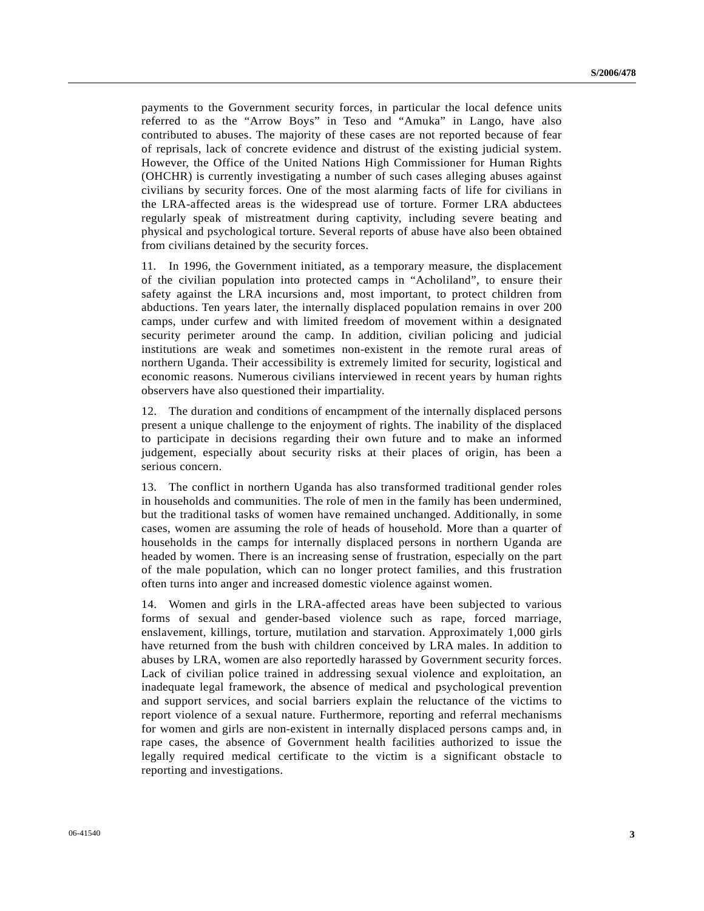payments to the Government security forces, in particular the local defence units referred to as the “Arrow Boys” in Teso and “Amuka” in Lango, have also contributed to abuses. The majority of these cases are not reported because of fear of reprisals, lack of concrete evidence and distrust of the existing judicial system. However, the Office of the United Nations High Commissioner for Human Rights (OHCHR) is currently investigating a number of such cases alleging abuses against civilians by security forces. One of the most alarming facts of life for civilians in the LRA-affected areas is the widespread use of torture. Former LRA abductees regularly speak of mistreatment during captivity, including severe beating and physical and psychological torture. Several reports of abuse have also been obtained from civilians detained by the security forces.

11. In 1996, the Government initiated, as a temporary measure, the displacement of the civilian population into protected camps in “Acholiland”, to ensure their safety against the LRA incursions and, most important, to protect children from abductions. Ten years later, the internally displaced population remains in over 200 camps, under curfew and with limited freedom of movement within a designated security perimeter around the camp. In addition, civilian policing and judicial institutions are weak and sometimes non-existent in the remote rural areas of northern Uganda. Their accessibility is extremely limited for security, logistical and economic reasons. Numerous civilians interviewed in recent years by human rights observers have also questioned their impartiality.

12. The duration and conditions of encampment of the internally displaced persons present a unique challenge to the enjoyment of rights. The inability of the displaced to participate in decisions regarding their own future and to make an informed judgement, especially about security risks at their places of origin, has been a serious concern.

13. The conflict in northern Uganda has also transformed traditional gender roles in households and communities. The role of men in the family has been undermined, but the traditional tasks of women have remained unchanged. Additionally, in some cases, women are assuming the role of heads of household. More than a quarter of households in the camps for internally displaced persons in northern Uganda are headed by women. There is an increasing sense of frustration, especially on the part of the male population, which can no longer protect families, and this frustration often turns into anger and increased domestic violence against women.

14. Women and girls in the LRA-affected areas have been subjected to various forms of sexual and gender-based violence such as rape, forced marriage, enslavement, killings, torture, mutilation and starvation. Approximately 1,000 girls have returned from the bush with children conceived by LRA males. In addition to abuses by LRA, women are also reportedly harassed by Government security forces. Lack of civilian police trained in addressing sexual violence and exploitation, an inadequate legal framework, the absence of medical and psychological prevention and support services, and social barriers explain the reluctance of the victims to report violence of a sexual nature. Furthermore, reporting and referral mechanisms for women and girls are non-existent in internally displaced persons camps and, in rape cases, the absence of Government health facilities authorized to issue the legally required medical certificate to the victim is a significant obstacle to reporting and investigations.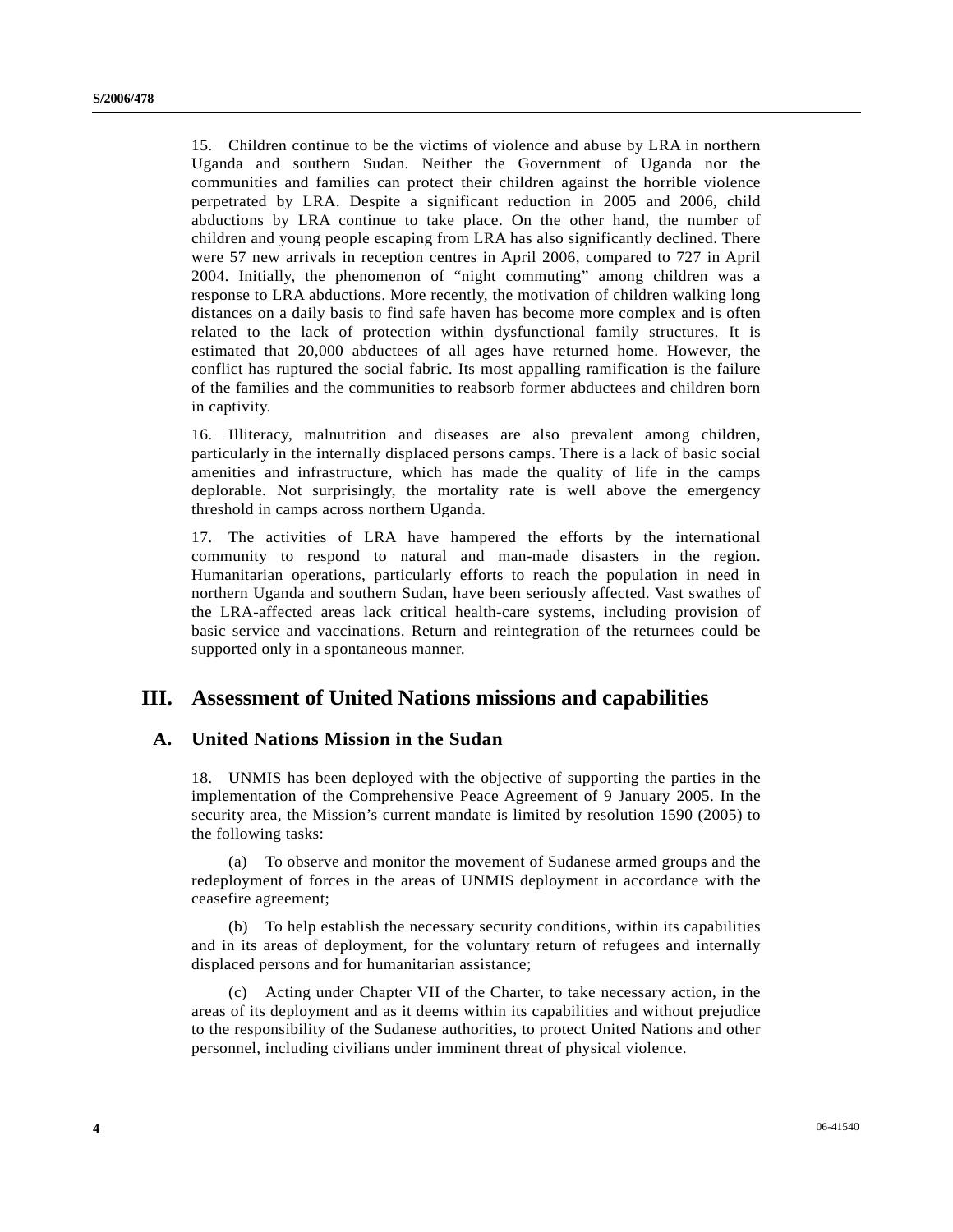15. Children continue to be the victims of violence and abuse by LRA in northern Uganda and southern Sudan. Neither the Government of Uganda nor the communities and families can protect their children against the horrible violence perpetrated by LRA. Despite a significant reduction in 2005 and 2006, child abductions by LRA continue to take place. On the other hand, the number of children and young people escaping from LRA has also significantly declined. There were 57 new arrivals in reception centres in April 2006, compared to 727 in April 2004. Initially, the phenomenon of "night commuting" among children was a response to LRA abductions. More recently, the motivation of children walking long distances on a daily basis to find safe haven has become more complex and is often related to the lack of protection within dysfunctional family structures. It is estimated that 20,000 abductees of all ages have returned home. However, the conflict has ruptured the social fabric. Its most appalling ramification is the failure of the families and the communities to reabsorb former abductees and children born in captivity.

16. Illiteracy, malnutrition and diseases are also prevalent among children, particularly in the internally displaced persons camps. There is a lack of basic social amenities and infrastructure, which has made the quality of life in the camps deplorable. Not surprisingly, the mortality rate is well above the emergency threshold in camps across northern Uganda.

17. The activities of LRA have hampered the efforts by the international community to respond to natural and man-made disasters in the region. Humanitarian operations, particularly efforts to reach the population in need in northern Uganda and southern Sudan, have been seriously affected. Vast swathes of the LRA-affected areas lack critical health-care systems, including provision of basic service and vaccinations. Return and reintegration of the returnees could be supported only in a spontaneous manner.

# III. Assessment of United Nations missions and capabilities

## A. United Nations Mission in the Sudan

18. UNMIS has been deployed with the objective of supporting the parties in the implementation of the Comprehensive Peace Agreement of 9 January 2005. In the security area, the Mission's current mandate is limited by resolution 1590 (2005) to the following tasks:

(a) To observe and monitor the movement of Sudanese armed groups and the redeployment of forces in the areas of UNMIS deployment in accordance with the ceasefire agreement;

(b) To help establish the necessary security conditions, within its capabilities and in its areas of deployment, for the voluntary return of refugees and internally displaced persons and for humanitarian assistance;

(c) Acting under Chapter VII of the Charter, to take necessary action, in the areas of its deployment and as it deems within its capabilities and without prejudice to the responsibility of the Sudanese authorities, to protect United Nations and other personnel, including civilians under imminent threat of physical violence.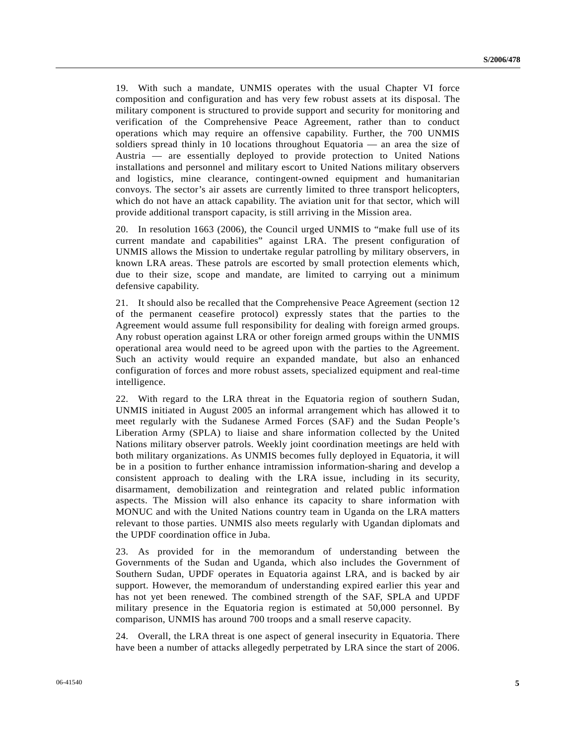19. With such a mandate, UNMIS operates with the usual Chapter VI force composition and configuration and has very few robust assets at its disposal. The military component is structured to provide support and security for monitoring and verification of the Comprehensive Peace Agreement, rather than to conduct operations which may require an offensive capability. Further, the 700 UNMIS soldiers spread thinly in 10 locations throughout Equatoria — an area the size of Austria — are essentially deployed to provide protection to United Nations installations and personnel and military escort to United Nations military observers and logistics, mine clearance, contingent-owned equipment and humanitarian convoys. The sector's air assets are currently limited to three transport helicopters, which do not have an attack capability. The aviation unit for that sector, which will provide additional transport capacity, is still arriving in the Mission area.

20. In resolution 1663 (2006), the Council urged UNMIS to "make full use of its current mandate and capabilities" against LRA. The present configuration of UNMIS allows the Mission to undertake regular patrolling by military observers, in known LRA areas. These patrols are escorted by small protection elements which, due to their size, scope and mandate, are limited to carrying out a minimum defensive capability.

21. It should also be recalled that the Comprehensive Peace Agreement (section 12 of the permanent ceasefire protocol) expressly states that the parties to the Agreement would assume full responsibility for dealing with foreign armed groups. Any robust operation against LRA or other foreign armed groups within the UNMIS operational area would need to be agreed upon with the parties to the Agreement. Such an activity would require an expanded mandate, but also an enhanced configuration of forces and more robust assets, specialized equipment and real-time intelligence.

22. With regard to the LRA threat in the Equatoria region of southern Sudan, UNMIS initiated in August 2005 an informal arrangement which has allowed it to meet regularly with the Sudanese Armed Forces (SAF) and the Sudan People's Liberation Army (SPLA) to liaise and share information collected by the United Nations military observer patrols. Weekly joint coordination meetings are held with both military organizations. As UNMIS becomes fully deployed in Equatoria, it will be in a position to further enhance intramission information-sharing and develop a consistent approach to dealing with the LRA issue, including in its security, disarmament, demobilization and reintegration and related public information aspects. The Mission will also enhance its capacity to share information with MONUC and with the United Nations country team in Uganda on the LRA matters relevant to those parties. UNMIS also meets regularly with Ugandan diplomats and the UPDF coordination office in Juba.

23. As provided for in the memorandum of understanding between the Governments of the Sudan and Uganda, which also includes the Government of Southern Sudan, UPDF operates in Equatoria against LRA, and is backed by air support. However, the memorandum of understanding expired earlier this year and has not yet been renewed. The combined strength of the SAF, SPLA and UPDF military presence in the Equatoria region is estimated at 50,000 personnel. By comparison, UNMIS has around 700 troops and a small reserve capacity.

24. Overall, the LRA threat is one aspect of general insecurity in Equatoria. There have been a number of attacks allegedly perpetrated by LRA since the start of 2006.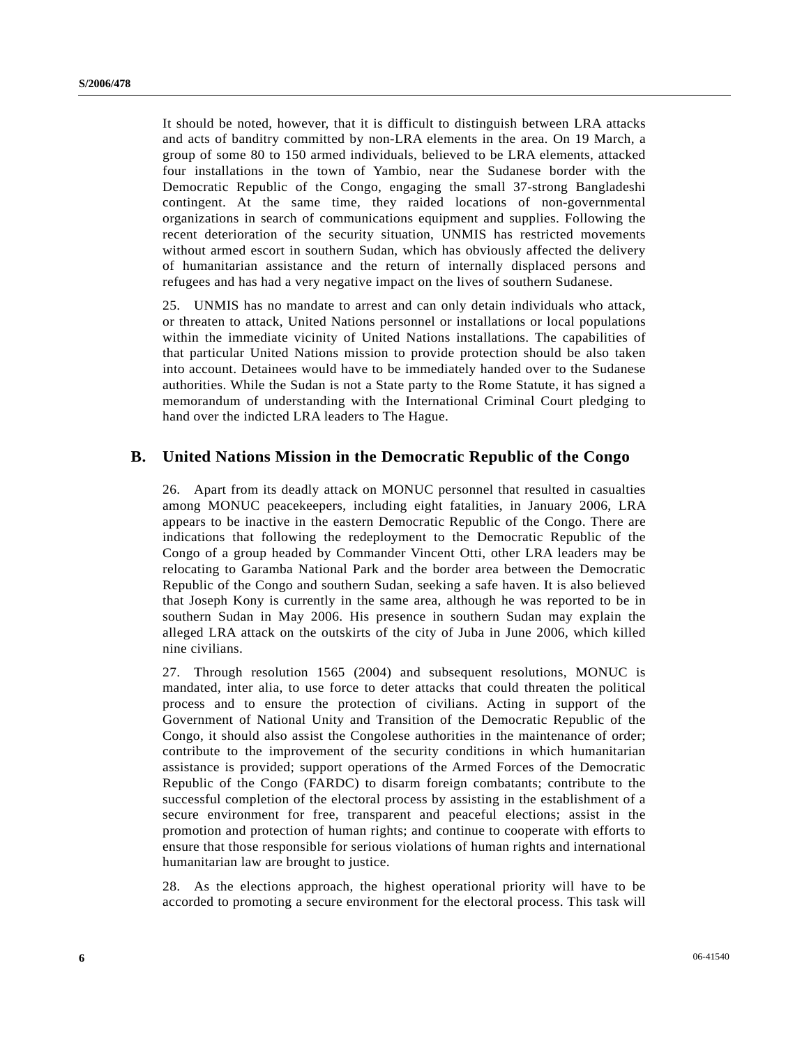It should be noted, however, that it is difficult to distinguish between LRA attacks and acts of banditry committed by non-LRA elements in the area. On 19 March, a group of some 80 to 150 armed individuals, believed to be LRA elements, attacked four installations in the town of Yambio, near the Sudanese border with the Democratic Republic of the Congo, engaging the small 37-strong Bangladeshi contingent. At the same time, they raided locations of non-governmental organizations in search of communications equipment and supplies. Following the recent deterioration of the security situation, UNMIS has restricted movements without armed escort in southern Sudan, which has obviously affected the delivery of humanitarian assistance and the return of internally displaced persons and refugees and has had a very negative impact on the lives of southern Sudanese.

25. UNMIS has no mandate to arrest and can only detain individuals who attack, or threaten to attack, United Nations personnel or installations or local populations within the immediate vicinity of United Nations installations. The capabilities of that particular United Nations mission to provide protection should be also taken into account. Detainees would have to be immediately handed over to the Sudanese authorities. While the Sudan is not a State party to the Rome Statute, it has signed a memorandum of understanding with the International Criminal Court pledging to hand over the indicted LRA leaders to The Hague.

## B. United Nations Mission in the Democratic Republic of the Congo

26. Apart from its deadly attack on MONUC personnel that resulted in casualties among MONUC peacekeepers, including eight fatalities, in January 2006, LRA appears to be inactive in the eastern Democratic Republic of the Congo. There are indications that following the redeployment to the Democratic Republic of the Congo of a group headed by Commander Vincent Otti, other LRA leaders may be relocating to Garamba National Park and the border area between the Democratic Republic of the Congo and southern Sudan, seeking a safe haven. It is also believed that Joseph Kony is currently in the same area, although he was reported to be in southern Sudan in May 2006. His presence in southern Sudan may explain the alleged LRA attack on the outskirts of the city of Juba in June 2006, which killed nine civilians.

27. Through resolution 1565 (2004) and subsequent resolutions, MONUC is mandated, inter alia, to use force to deter attacks that could threaten the political process and to ensure the protection of civilians. Acting in support of the Government of National Unity and Transition of the Democratic Republic of the Congo, it should also assist the Congolese authorities in the maintenance of order; contribute to the improvement of the security conditions in which humanitarian assistance is provided; support operations of the Armed Forces of the Democratic Republic of the Congo (FARDC) to disarm foreign combatants; contribute to the successful completion of the electoral process by assisting in the establishment of a secure environment for free, transparent and peaceful elections; assist in the promotion and protection of human rights; and continue to cooperate with efforts to ensure that those responsible for serious violations of human rights and international humanitarian law are brought to justice.

28. As the elections approach, the highest operational priority will have to be accorded to promoting a secure environment for the electoral process. This task will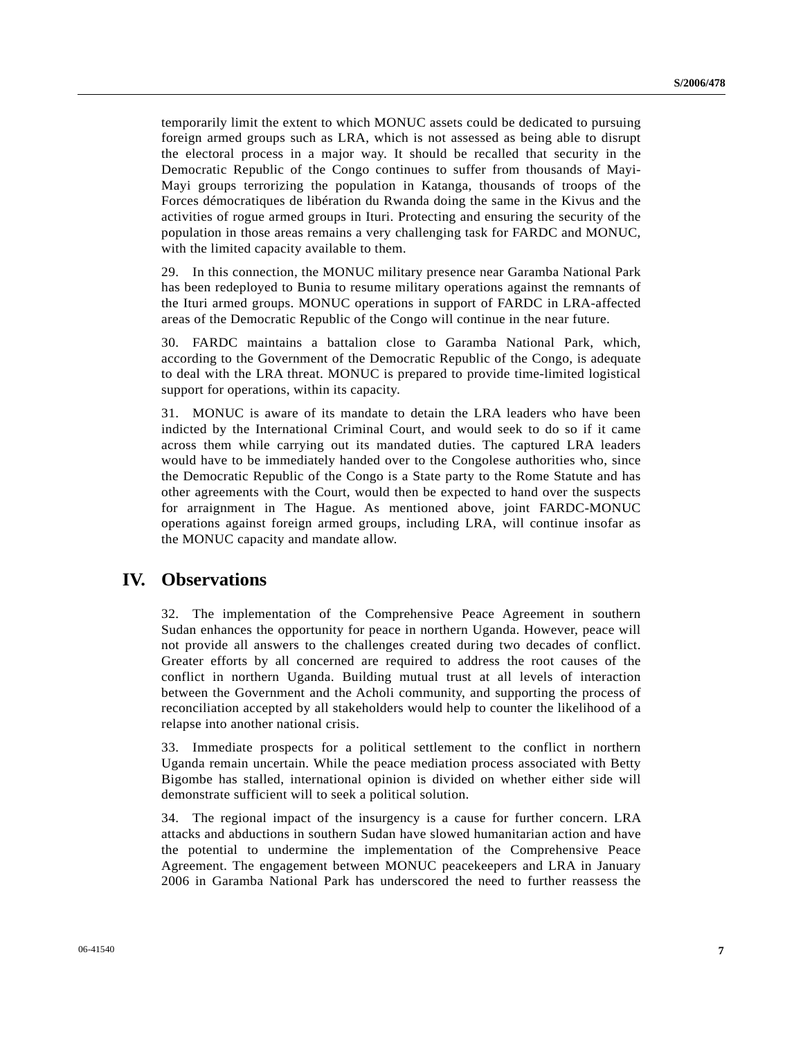temporarily limit the extent to which MONUC assets could be dedicated to pursuing foreign armed groups such as LRA, which is not assessed as being able to disrupt the electoral process in a major way. It should be recalled that security in the Democratic Republic of the Congo continues to suffer from thousands of Mayi-Mayi groups terrorizing the population in Katanga, thousands of troops of the Forces démocratiques de libération du Rwanda doing the same in the Kivus and the activities of rogue armed groups in Ituri. Protecting and ensuring the security of the population in those areas remains a very challenging task for FARDC and MONUC, with the limited capacity available to them.

29. In this connection, the MONUC military presence near Garamba National Park has been redeployed to Bunia to resume military operations against the remnants of the Ituri armed groups. MONUC operations in support of FARDC in LRA-affected areas of the Democratic Republic of the Congo will continue in the near future.

30. FARDC maintains a battalion close to Garamba National Park, which, according to the Government of the Democratic Republic of the Congo, is adequate to deal with the LRA threat. MONUC is prepared to provide time-limited logistical support for operations, within its capacity.

31. MONUC is aware of its mandate to detain the LRA leaders who have been indicted by the International Criminal Court, and would seek to do so if it came across them while carrying out its mandated duties. The captured LRA leaders would have to be immediately handed over to the Congolese authorities who, since the Democratic Republic of the Congo is a State party to the Rome Statute and has other agreements with the Court, would then be expected to hand over the suspects for arraignment in The Hague. As mentioned above, joint FARDC-MONUC operations against foreign armed groups, including LRA, will continue insofar as the MONUC capacity and mandate allow.

## IV. Observations

32. The implementation of the Comprehensive Peace Agreement in southern Sudan enhances the opportunity for peace in northern Uganda. However, peace will not provide all answers to the challenges created during two decades of conflict. Greater efforts by all concerned are required to address the root causes of the conflict in northern Uganda. Building mutual trust at all levels of interaction between the Government and the Acholi community, and supporting the process of reconciliation accepted by all stakeholders would help to counter the likelihood of a relapse into another national crisis.

33. Immediate prospects for a political settlement to the conflict in northern Uganda remain uncertain. While the peace mediation process associated with Betty Bigombe has stalled, international opinion is divided on whether either side will demonstrate sufficient will to seek a political solution.

34. The regional impact of the insurgency is a cause for further concern. LRA attacks and abductions in southern Sudan have slowed humanitarian action and have the potential to undermine the implementation of the Comprehensive Peace Agreement. The engagement between MONUC peacekeepers and LRA in January 2006 in Garamba National Park has underscored the need to further reassess the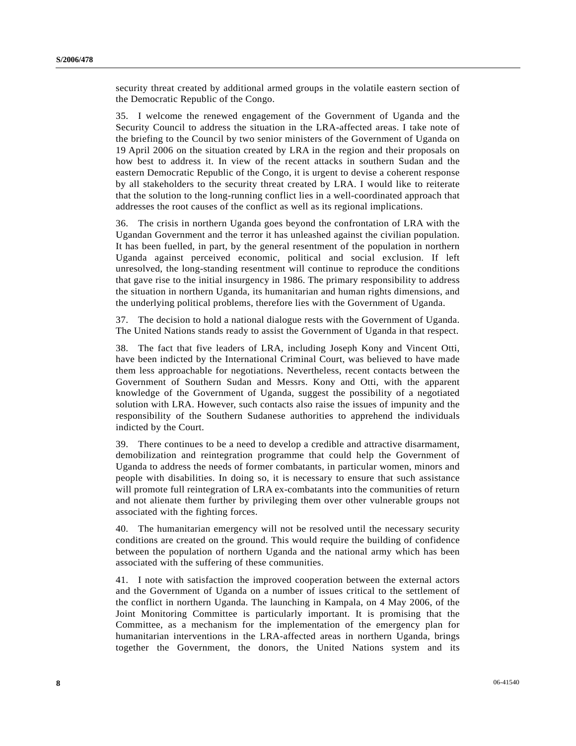security threat created by additional armed groups in the volatile eastern section of the Democratic Republic of the Congo.

35. I welcome the renewed engagement of the Government of Uganda and the Security Council to address the situation in the LRA-affected areas. I take note of the briefing to the Council by two senior ministers of the Government of Uganda on 19 April 2006 on the situation created by LRA in the region and their proposals on how best to address it. In view of the recent attacks in southern Sudan and the eastern Democratic Republic of the Congo, it is urgent to devise a coherent response by all stakeholders to the security threat created by LRA. I would like to reiterate that the solution to the long-running conflict lies in a well-coordinated approach that addresses the root causes of the conflict as well as its regional implications.

36. The crisis in northern Uganda goes beyond the confrontation of LRA with the Ugandan Government and the terror it has unleashed against the civilian population. It has been fuelled, in part, by the general resentment of the population in northern Uganda against perceived economic, political and social exclusion. If left unresolved, the long-standing resentment will continue to reproduce the conditions that gave rise to the initial insurgency in 1986. The primary responsibility to address the situation in northern Uganda, its humanitarian and human rights dimensions, and the underlying political problems, therefore lies with the Government of Uganda.

37. The decision to hold a national dialogue rests with the Government of Uganda. The United Nations stands ready to assist the Government of Uganda in that respect.

38. The fact that five leaders of LRA, including Joseph Kony and Vincent Otti, have been indicted by the International Criminal Court, was believed to have made them less approachable for negotiations. Nevertheless, recent contacts between the Government of Southern Sudan and Messrs. Kony and Otti, with the apparent knowledge of the Government of Uganda, suggest the possibility of a negotiated solution with LRA. However, such contacts also raise the issues of impunity and the responsibility of the Southern Sudanese authorities to apprehend the individuals indicted by the Court.

39. There continues to be a need to develop a credible and attractive disarmament, demobilization and reintegration programme that could help the Government of Uganda to address the needs of former combatants, in particular women, minors and people with disabilities. In doing so, it is necessary to ensure that such assistance will promote full reintegration of LRA ex-combatants into the communities of return and not alienate them further by privileging them over other vulnerable groups not associated with the fighting forces.

40. The humanitarian emergency will not be resolved until the necessary security conditions are created on the ground. This would require the building of confidence between the population of northern Uganda and the national army which has been associated with the suffering of these communities.

41. I note with satisfaction the improved cooperation between the external actors and the Government of Uganda on a number of issues critical to the settlement of the conflict in northern Uganda. The launching in Kampala, on 4 May 2006, of the Joint Monitoring Committee is particularly important. It is promising that the Committee, as a mechanism for the implementation of the emergency plan for humanitarian interventions in the LRA-affected areas in northern Uganda, brings together the Government, the donors, the United Nations system and its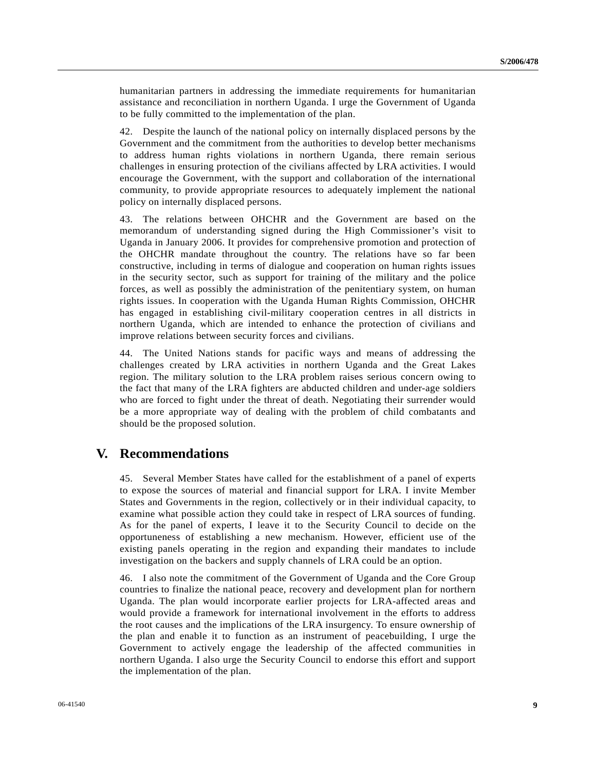humanitarian partners in addressing the immediate requirements for humanitarian assistance and reconciliation in northern Uganda. I urge the Government of Uganda to be fully committed to the implementation of the plan.

42. Despite the launch of the national policy on internally displaced persons by the Government and the commitment from the authorities to develop better mechanisms to address human rights violations in northern Uganda, there remain serious challenges in ensuring protection of the civilians affected by LRA activities. I would encourage the Government, with the support and collaboration of the international community, to provide appropriate resources to adequately implement the national policy on internally displaced persons.

43. The relations between OHCHR and the Government are based on the memorandum of understanding signed during the High Commissioner's visit to Uganda in January 2006. It provides for comprehensive promotion and protection of the OHCHR mandate throughout the country. The relations have so far been constructive, including in terms of dialogue and cooperation on human rights issues in the security sector, such as support for training of the military and the police forces, as well as possibly the administration of the penitentiary system, on human rights issues. In cooperation with the Uganda Human Rights Commission, OHCHR has engaged in establishing civil-military cooperation centres in all districts in northern Uganda, which are intended to enhance the protection of civilians and improve relations between security forces and civilians.

44. The United Nations stands for pacific ways and means of addressing the challenges created by LRA activities in northern Uganda and the Great Lakes region. The military solution to the LRA problem raises serious concern owing to the fact that many of the LRA fighters are abducted children and under-age soldiers who are forced to fight under the threat of death. Negotiating their surrender would be a more appropriate way of dealing with the problem of child combatants and should be the proposed solution.

## V. Recommendations

45. Several Member States have called for the establishment of a panel of experts to expose the sources of material and financial support for LRA. I invite Member States and Governments in the region, collectively or in their individual capacity, to examine what possible action they could take in respect of LRA sources of funding. As for the panel of experts, I leave it to the Security Council to decide on the opportuneness of establishing a new mechanism. However, efficient use of the existing panels operating in the region and expanding their mandates to include investigation on the backers and supply channels of LRA could be an option.

46. I also note the commitment of the Government of Uganda and the Core Group countries to finalize the national peace, recovery and development plan for northern Uganda. The plan would incorporate earlier projects for LRA-affected areas and would provide a framework for international involvement in the efforts to address the root causes and the implications of the LRA insurgency. To ensure ownership of the plan and enable it to function as an instrument of peacebuilding, I urge the Government to actively engage the leadership of the affected communities in northern Uganda. I also urge the Security Council to endorse this effort and support the implementation of the plan.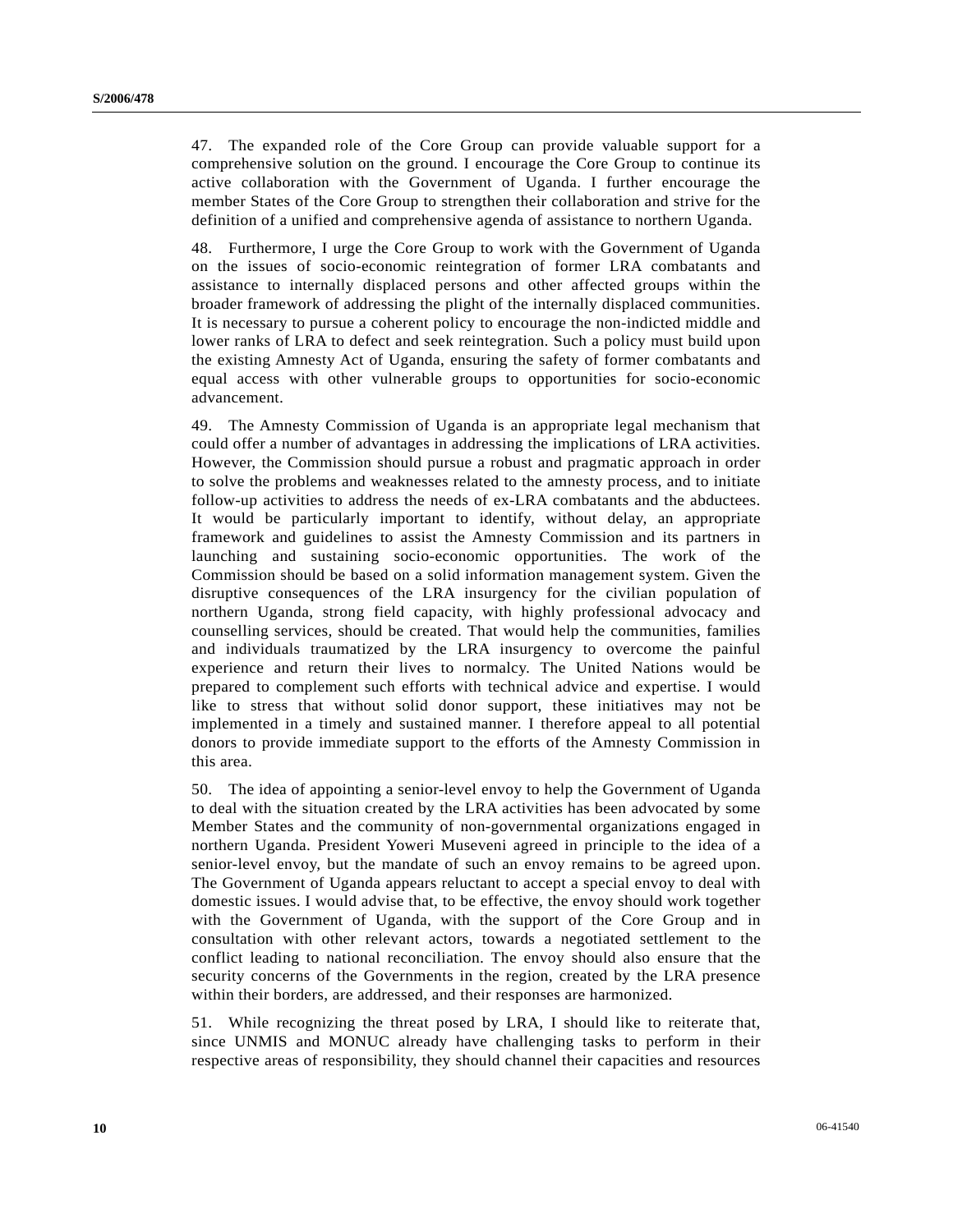47. The expanded role of the Core Group can provide valuable support for a comprehensive solution on the ground. I encourage the Core Group to continue its active collaboration with the Government of Uganda. I further encourage the member States of the Core Group to strengthen their collaboration and strive for the definition of a unified and comprehensive agenda of assistance to northern Uganda.

48. Furthermore, I urge the Core Group to work with the Government of Uganda on the issues of socio-economic reintegration of former LRA combatants and assistance to internally displaced persons and other affected groups within the broader framework of addressing the plight of the internally displaced communities. It is necessary to pursue a coherent policy to encourage the non-indicted middle and lower ranks of LRA to defect and seek reintegration. Such a policy must build upon the existing Amnesty Act of Uganda, ensuring the safety of former combatants and equal access with other vulnerable groups to opportunities for socio-economic advancement.

49. The Amnesty Commission of Uganda is an appropriate legal mechanism that could offer a number of advantages in addressing the implications of LRA activities. However, the Commission should pursue a robust and pragmatic approach in order to solve the problems and weaknesses related to the amnesty process, and to initiate follow-up activities to address the needs of ex-LRA combatants and the abductees. It would be particularly important to identify, without delay, an appropriate framework and guidelines to assist the Amnesty Commission and its partners in launching and sustaining socio-economic opportunities. The work of the Commission should be based on a solid information management system. Given the disruptive consequences of the LRA insurgency for the civilian population of northern Uganda, strong field capacity, with highly professional advocacy and counselling services, should be created. That would help the communities, families and individuals traumatized by the LRA insurgency to overcome the painful experience and return their lives to normalcy. The United Nations would be prepared to complement such efforts with technical advice and expertise. I would like to stress that without solid donor support, these initiatives may not be implemented in a timely and sustained manner. I therefore appeal to all potential donors to provide immediate support to the efforts of the Amnesty Commission in this area.

50. The idea of appointing a senior-level envoy to help the Government of Uganda to deal with the situation created by the LRA activities has been advocated by some Member States and the community of non-governmental organizations engaged in northern Uganda. President Yoweri Museveni agreed in principle to the idea of a senior-level envoy, but the mandate of such an envoy remains to be agreed upon. The Government of Uganda appears reluctant to accept a special envoy to deal with domestic issues. I would advise that, to be effective, the envoy should work together with the Government of Uganda, with the support of the Core Group and in consultation with other relevant actors, towards a negotiated settlement to the conflict leading to national reconciliation. The envoy should also ensure that the security concerns of the Governments in the region, created by the LRA presence within their borders, are addressed, and their responses are harmonized.

51. While recognizing the threat posed by LRA, I should like to reiterate that, since UNMIS and MONUC already have challenging tasks to perform in their respective areas of responsibility, they should channel their capacities and resources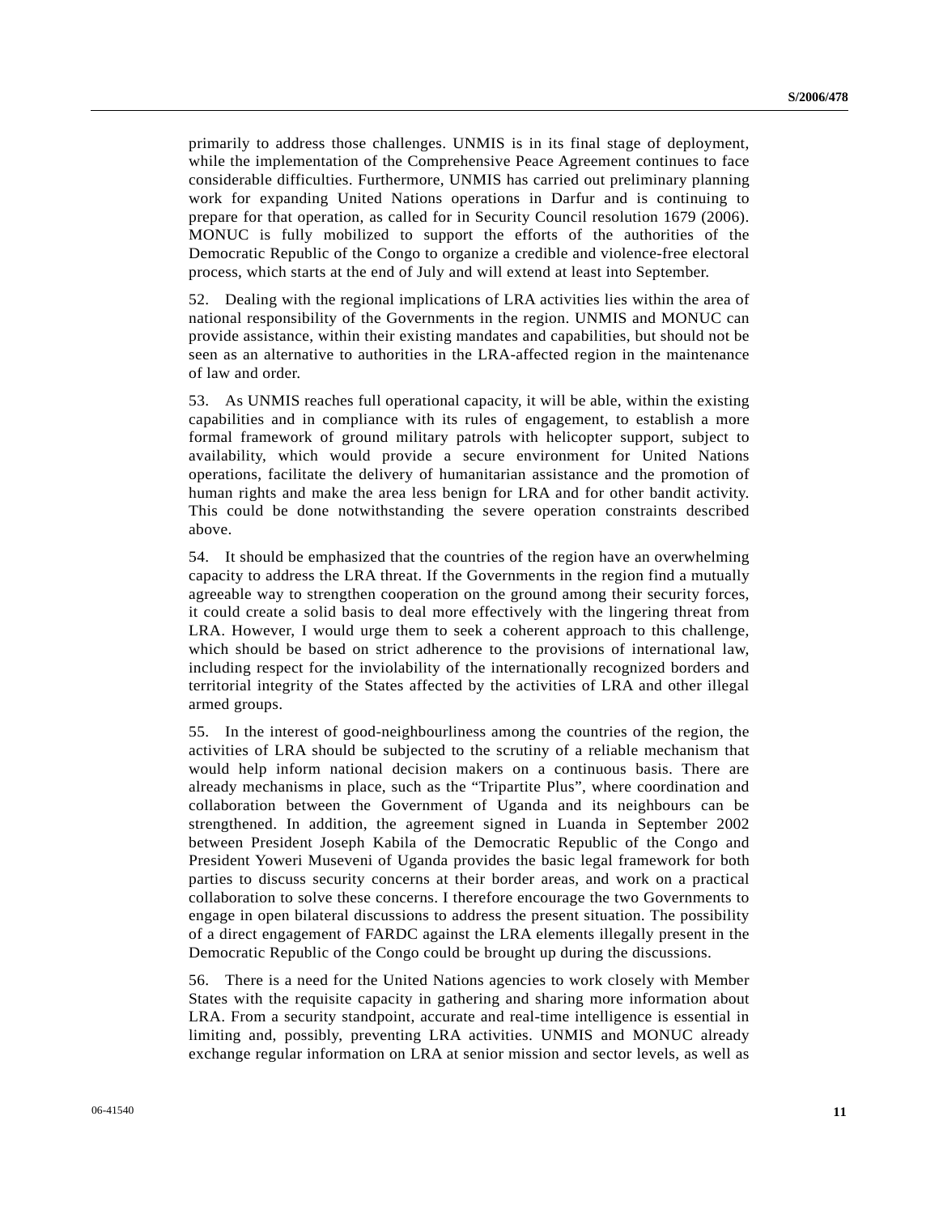primarily to address those challenges. UNMIS is in its final stage of deployment, while the implementation of the Comprehensive Peace Agreement continues to face considerable difficulties. Furthermore, UNMIS has carried out preliminary planning work for expanding United Nations operations in Darfur and is continuing to prepare for that operation, as called for in Security Council resolution 1679 (2006). MONUC is fully mobilized to support the efforts of the authorities of the Democratic Republic of the Congo to organize a credible and violence-free electoral process, which starts at the end of July and will extend at least into September.

52. Dealing with the regional implications of LRA activities lies within the area of national responsibility of the Governments in the region. UNMIS and MONUC can provide assistance, within their existing mandates and capabilities, but should not be seen as an alternative to authorities in the LRA-affected region in the maintenance of law and order.

53. As UNMIS reaches full operational capacity, it will be able, within the existing capabilities and in compliance with its rules of engagement, to establish a more formal framework of ground military patrols with helicopter support, subject to availability, which would provide a secure environment for United Nations operations, facilitate the delivery of humanitarian assistance and the promotion of human rights and make the area less benign for LRA and for other bandit activity. This could be done notwithstanding the severe operation constraints described above.

54. It should be emphasized that the countries of the region have an overwhelming capacity to address the LRA threat. If the Governments in the region find a mutually agreeable way to strengthen cooperation on the ground among their security forces, it could create a solid basis to deal more effectively with the lingering threat from LRA. However, I would urge them to seek a coherent approach to this challenge, which should be based on strict adherence to the provisions of international law, including respect for the inviolability of the internationally recognized borders and territorial integrity of the States affected by the activities of LRA and other illegal armed groups.

55. In the interest of good-neighbourliness among the countries of the region, the activities of LRA should be subjected to the scrutiny of a reliable mechanism that would help inform national decision makers on a continuous basis. There are already mechanisms in place, such as the "Tripartite Plus", where coordination and collaboration between the Government of Uganda and its neighbours can be strengthened. In addition, the agreement signed in Luanda in September 2002 between President Joseph Kabila of the Democratic Republic of the Congo and President Yoweri Museveni of Uganda provides the basic legal framework for both parties to discuss security concerns at their border areas, and work on a practical collaboration to solve these concerns. I therefore encourage the two Governments to engage in open bilateral discussions to address the present situation. The possibility of a direct engagement of FARDC against the LRA elements illegally present in the Democratic Republic of the Congo could be brought up during the discussions.

56. There is a need for the United Nations agencies to work closely with Member States with the requisite capacity in gathering and sharing more information about LRA. From a security standpoint, accurate and real-time intelligence is essential in limiting and, possibly, preventing LRA activities. UNMIS and MONUC already exchange regular information on LRA at senior mission and sector levels, as well as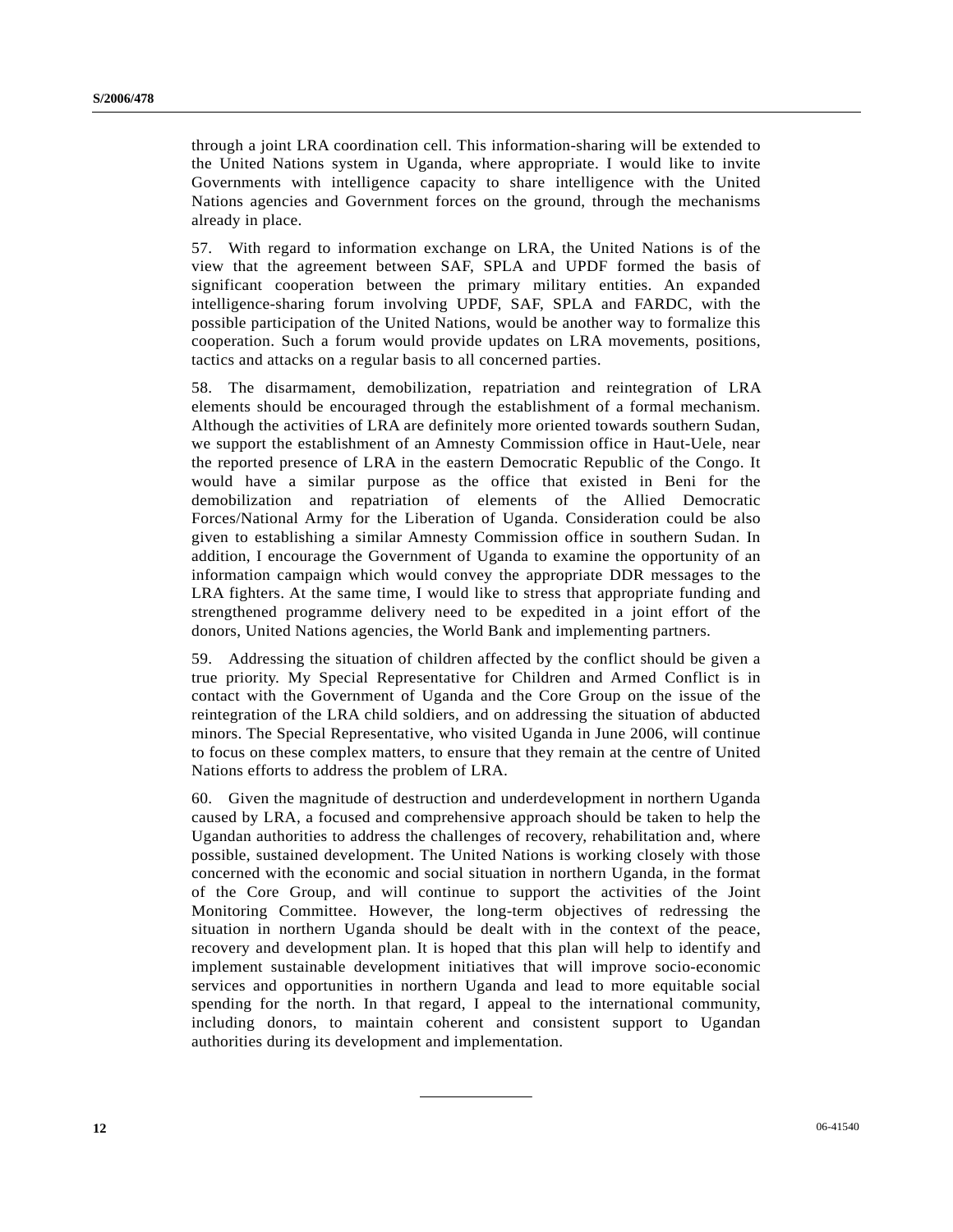through a joint LRA coordination cell. This information-sharing will be extended to the United Nations system in Uganda, where appropriate. I would like to invite Governments with intelligence capacity to share intelligence with the United Nations agencies and Government forces on the ground, through the mechanisms already in place.

57. With regard to information exchange on LRA, the United Nations is of the view that the agreement between SAF, SPLA and UPDF formed the basis of significant cooperation between the primary military entities. An expanded intelligence-sharing forum involving UPDF, SAF, SPLA and FARDC, with the possible participation of the United Nations, would be another way to formalize this cooperation. Such a forum would provide updates on LRA movements, positions, tactics and attacks on a regular basis to all concerned parties.

58. The disarmament, demobilization, repatriation and reintegration of LRA elements should be encouraged through the establishment of a formal mechanism. Although the activities of LRA are definitely more oriented towards southern Sudan, we support the establishment of an Amnesty Commission office in Haut-Uele, near the reported presence of LRA in the eastern Democratic Republic of the Congo. It would have a similar purpose as the office that existed in Beni for the demobilization and repatriation of elements of the Allied Democratic Forces/National Army for the Liberation of Uganda. Consideration could be also given to establishing a similar Amnesty Commission office in southern Sudan. In addition, I encourage the Government of Uganda to examine the opportunity of an information campaign which would convey the appropriate DDR messages to the LRA fighters. At the same time, I would like to stress that appropriate funding and strengthened programme delivery need to be expedited in a joint effort of the donors, United Nations agencies, the World Bank and implementing partners.

59. Addressing the situation of children affected by the conflict should be given a true priority. My Special Representative for Children and Armed Conflict is in contact with the Government of Uganda and the Core Group on the issue of the reintegration of the LRA child soldiers, and on addressing the situation of abducted minors. The Special Representative, who visited Uganda in June 2006, will continue to focus on these complex matters, to ensure that they remain at the centre of United Nations efforts to address the problem of LRA.

60. Given the magnitude of destruction and underdevelopment in northern Uganda caused by LRA, a focused and comprehensive approach should be taken to help the Ugandan authorities to address the challenges of recovery, rehabilitation and, where possible, sustained development. The United Nations is working closely with those concerned with the economic and social situation in northern Uganda, in the format of the Core Group, and will continue to support the activities of the Joint Monitoring Committee. However, the long-term objectives of redressing the situation in northern Uganda should be dealt with in the context of the peace, recovery and development plan. It is hoped that this plan will help to identify and implement sustainable development initiatives that will improve socio-economic services and opportunities in northern Uganda and lead to more equitable social spending for the north. In that regard, I appeal to the international community, including donors, to maintain coherent and consistent support to Ugandan authorities during its development and implementation.